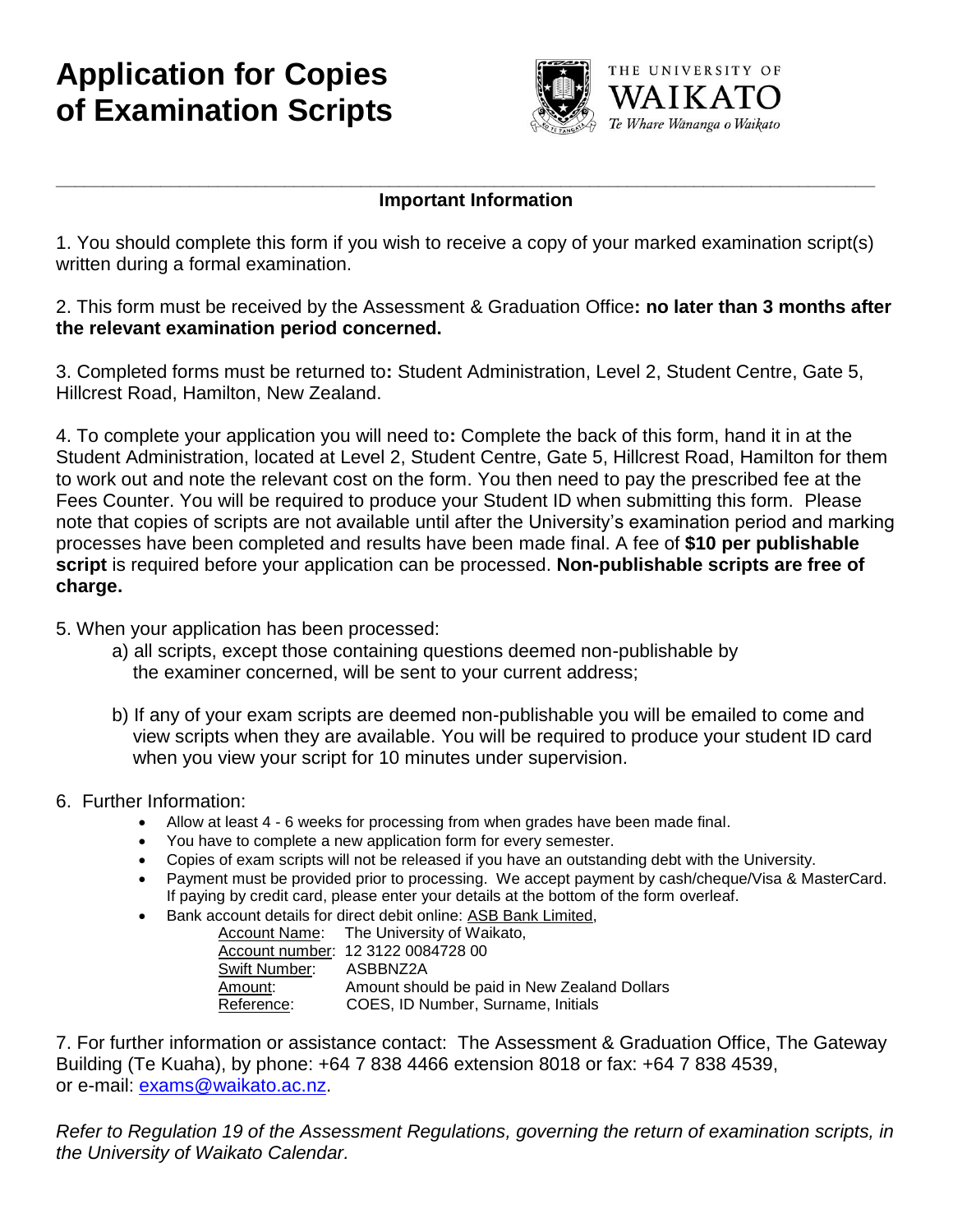# Application for Copies of Examination Scripts

THE UNIVERSITY OF WAIKATO
*Te Whare Wānanga o Waikato*

---

**Important Information**

1. You should complete this form if you wish to receive a copy of your marked examination script(s) written during a formal examination.

2. This form must be received by the Assessment & Graduation Office**: no later than 3 months after the relevant examination period concerned.**

3. Completed forms must be returned to**:** Student Administration, Level 2, Student Centre, Gate 5, Hillcrest Road, Hamilton, New Zealand.

4. To complete your application you will need to**:** Complete the back of this form, hand it in at the Student Administration, located at Level 2, Student Centre, Gate 5, Hillcrest Road, Hamilton for them to work out and note the relevant cost on the form. You then need to pay the prescribed fee at the Fees Counter. You will be required to produce your Student ID when submitting this form. Please note that copies of scripts are not available until after the University's examination period and marking processes have been completed and results have been made final. A fee of **$10 per publishable script** is required before your application can be processed. **Non-publishable scripts are free of charge.**

5. When your application has been processed:
   a) all scripts, except those containing questions deemed non-publishable by the examiner concerned, will be sent to your current address;

   b) If any of your exam scripts are deemed non-publishable you will be emailed to come and view scripts when they are available. You will be required to produce your student ID card when you view your script for 10 minutes under supervision.

6. Further Information:
   - Allow at least 4 - 6 weeks for processing from when grades have been made final.
   - You have to complete a new application form for every semester.
   - Copies of exam scripts will not be released if you have an outstanding debt with the University.
   - Payment must be provided prior to processing. We accept payment by cash/cheque/Visa & MasterCard. If paying by credit card, please enter your details at the bottom of the form overleaf.
   - Bank account details for direct debit online: ASB Bank Limited,
     - Account Name: The University of Waikato,
     - Account number: 12 3122 0084728 00
     - Swift Number: ASBBNZ2A
     - Amount: Amount should be paid in New Zealand Dollars
     - Reference: COES, ID Number, Surname, Initials

7. For further information or assistance contact: The Assessment & Graduation Office, The Gateway Building (Te Kuaha), by phone: +64 7 838 4466 extension 8018 or fax: +64 7 838 4539, or e-mail: exams@waikato.ac.nz.

*Refer to Regulation 19 of the Assessment Regulations, governing the return of examination scripts, in the University of Waikato Calendar.*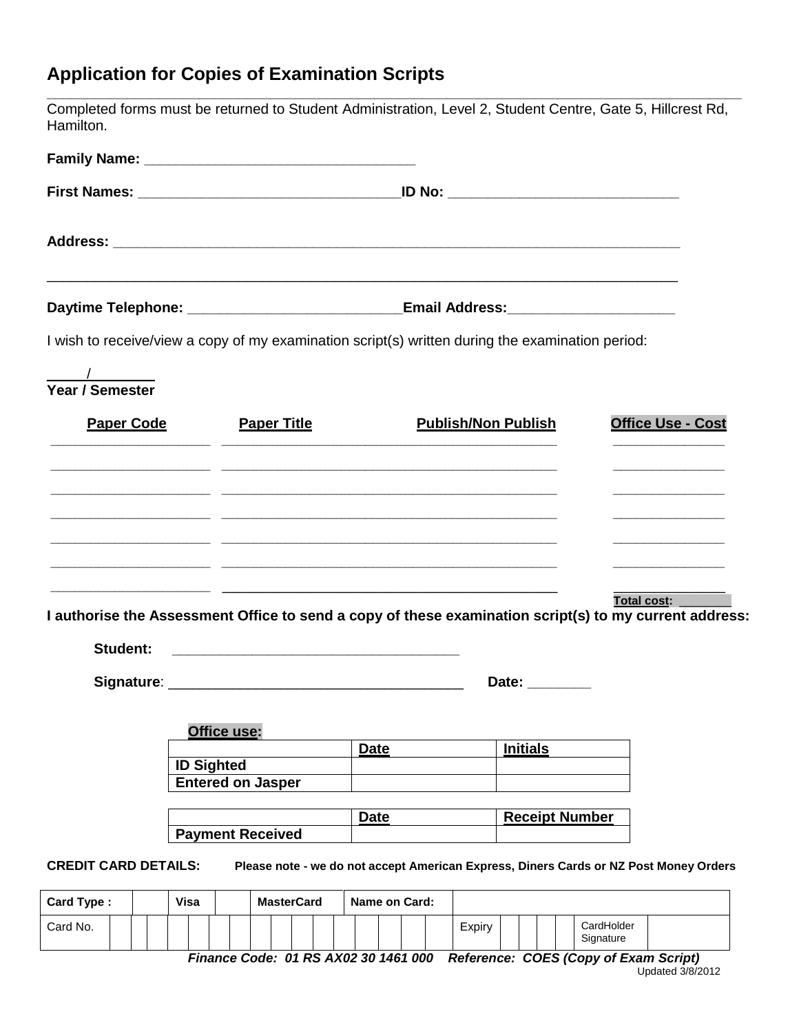# Application for Copies of Examination Scripts

Completed forms must be returned to Student Administration, Level 2, Student Centre, Gate 5, Hillcrest Rd, Hamilton.

**Family Name:** ___________________________________

**First Names:** __________________________________ **ID No:** ____________________________

**Address:** ___________________________________________________________________________

_____________________________________________________________________________________

**Daytime Telephone:** ____________________________ **Email Address:** _____________________

I wish to receive/view a copy of my examination script(s) written during the examination period:

_____/________
**Year / Semester**

| Paper Code | Paper Title | Publish/Non Publish | Office Use - Cost |
|---|---|---|---|
| | | | |
| | | | |
| | | | |
| | | | |
| | | | |
| | | | |
| | | | |
| | | | Total cost: ________ |

**I authorise the Assessment Office to send a copy of these examination script(s) to my current address:**

**Student:** ____________________________________

**Signature**: ______________________________________ **Date:** ________

**Office use:**

| | Date | Initials |
|---|---|---|
| ID Sighted | | |
| Entered on Jasper | | |

| | Date | Receipt Number |
|---|---|---|
| Payment Received | | |

**CREDIT CARD DETAILS:** **Please note - we do not accept American Express, Diners Cards or NZ Post Money Orders**

| Card Type : | | Visa | | MasterCard | Name on Card: | |
|---|---|---|---|---|---|---|
| Card No. | | | | | Expiry | CardHolder Signature |

***Finance Code: 01 RS AX02 30 1461 000 Reference: COES (Copy of Exam Script)***

Updated 3/8/2012